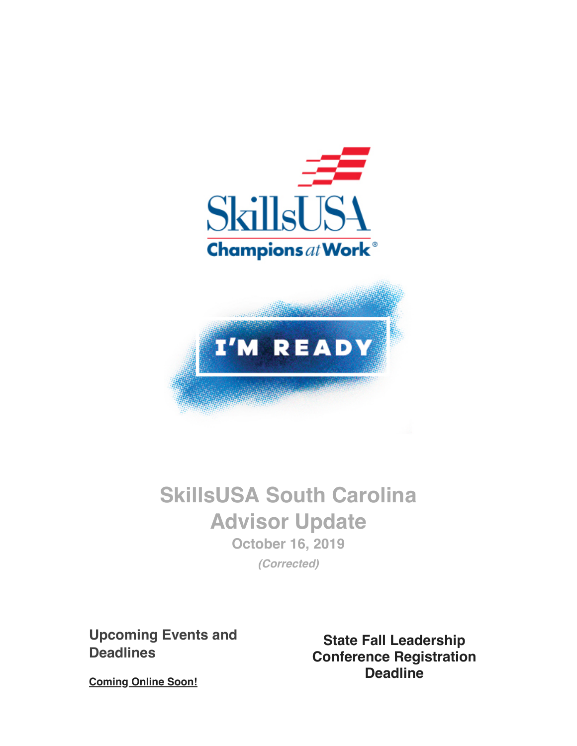# SkillsUSA South Carolina Advisor Update

**October 16, 2019**

*(Corrected)*

## Upcoming Events and Deadlines

**Coming Online Soon!**

## State Fall Leadership Conference Registration Deadline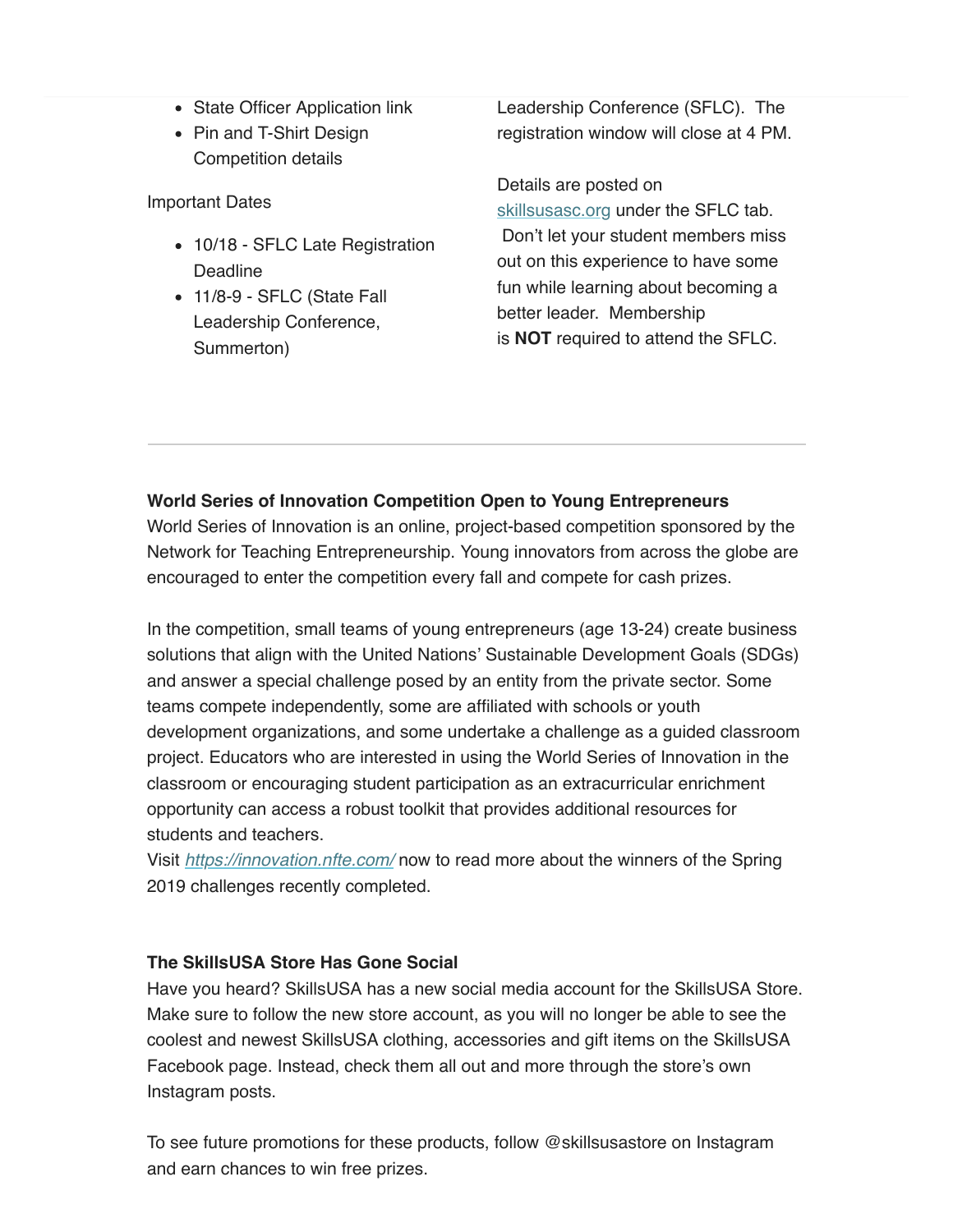- State Officer Application link
- Pin and T-Shirt Design Competition details

Important Dates

- 10/18 - SFLC Late Registration Deadline
- 11/8-9 - SFLC (State Fall Leadership Conference, Summerton)

Leadership Conference (SFLC). The registration window will close at 4 PM.

Details are posted on skillsusasc.org under the SFLC tab. Don't let your student members miss out on this experience to have some fun while learning about becoming a better leader. Membership is **NOT** required to attend the SFLC.

---

**World Series of Innovation Competition Open to Young Entrepreneurs**

World Series of Innovation is an online, project-based competition sponsored by the Network for Teaching Entrepreneurship. Young innovators from across the globe are encouraged to enter the competition every fall and compete for cash prizes.

In the competition, small teams of young entrepreneurs (age 13-24) create business solutions that align with the United Nations' Sustainable Development Goals (SDGs) and answer a special challenge posed by an entity from the private sector. Some teams compete independently, some are affiliated with schools or youth development organizations, and some undertake a challenge as a guided classroom project. Educators who are interested in using the World Series of Innovation in the classroom or encouraging student participation as an extracurricular enrichment opportunity can access a robust toolkit that provides additional resources for students and teachers.
Visit *https://innovation.nfte.com/* now to read more about the winners of the Spring 2019 challenges recently completed.

**The SkillsUSA Store Has Gone Social**

Have you heard? SkillsUSA has a new social media account for the SkillsUSA Store. Make sure to follow the new store account, as you will no longer be able to see the coolest and newest SkillsUSA clothing, accessories and gift items on the SkillsUSA Facebook page. Instead, check them all out and more through the store's own Instagram posts.

To see future promotions for these products, follow @skillsusastore on Instagram and earn chances to win free prizes.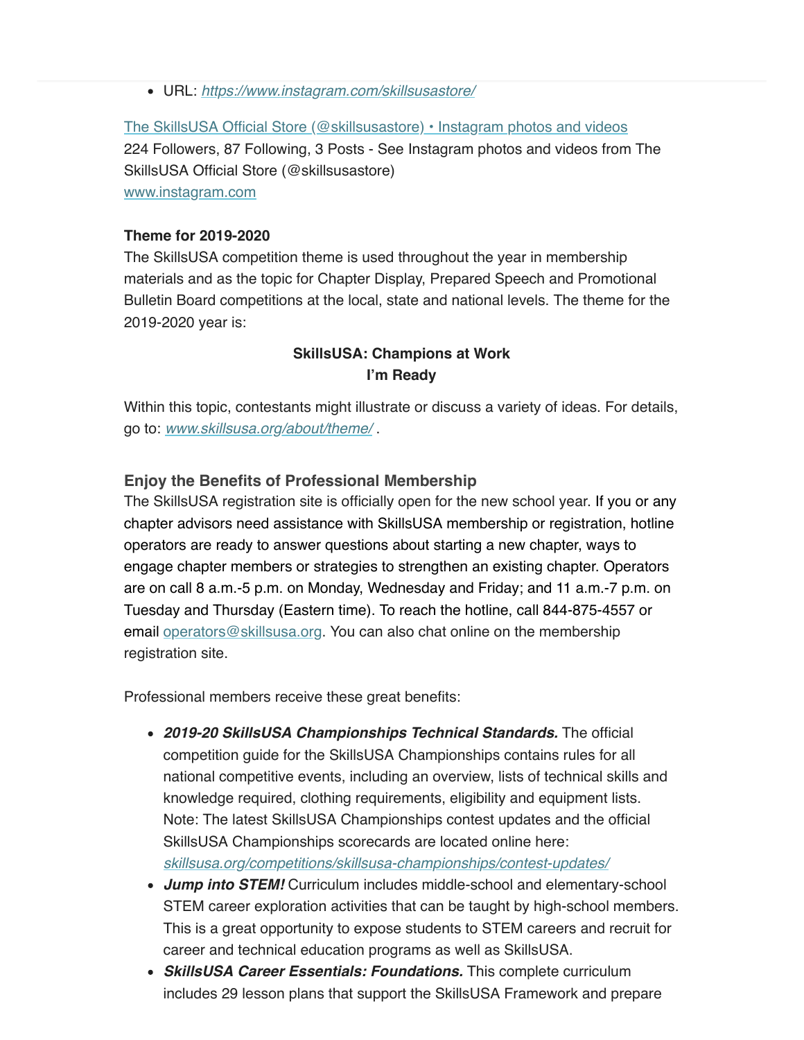- URL: *https://www.instagram.com/skillsusastore/*

The SkillsUSA Official Store (@skillsusastore) • Instagram photos and videos
224 Followers, 87 Following, 3 Posts - See Instagram photos and videos from The SkillsUSA Official Store (@skillsusastore)
www.instagram.com

**Theme for 2019-2020**
The SkillsUSA competition theme is used throughout the year in membership materials and as the topic for Chapter Display, Prepared Speech and Promotional Bulletin Board competitions at the local, state and national levels. The theme for the 2019-2020 year is:

**SkillsUSA: Champions at Work**
**I'm Ready**

Within this topic, contestants might illustrate or discuss a variety of ideas. For details, go to: *www.skillsusa.org/about/theme/* .

### Enjoy the Benefits of Professional Membership

The SkillsUSA registration site is officially open for the new school year. If you or any chapter advisors need assistance with SkillsUSA membership or registration, hotline operators are ready to answer questions about starting a new chapter, ways to engage chapter members or strategies to strengthen an existing chapter. Operators are on call 8 a.m.-5 p.m. on Monday, Wednesday and Friday; and 11 a.m.-7 p.m. on Tuesday and Thursday (Eastern time). To reach the hotline, call 844-875-4557 or email operators@skillsusa.org. You can also chat online on the membership registration site.

Professional members receive these great benefits:

- ***2019-20 SkillsUSA Championships Technical Standards.*** The official competition guide for the SkillsUSA Championships contains rules for all national competitive events, including an overview, lists of technical skills and knowledge required, clothing requirements, eligibility and equipment lists. Note: The latest SkillsUSA Championships contest updates and the official SkillsUSA Championships scorecards are located online here: *skillsusa.org/competitions/skillsusa-championships/contest-updates/*
- ***Jump into STEM!*** Curriculum includes middle-school and elementary-school STEM career exploration activities that can be taught by high-school members. This is a great opportunity to expose students to STEM careers and recruit for career and technical education programs as well as SkillsUSA.
- ***SkillsUSA Career Essentials: Foundations.*** This complete curriculum includes 29 lesson plans that support the SkillsUSA Framework and prepare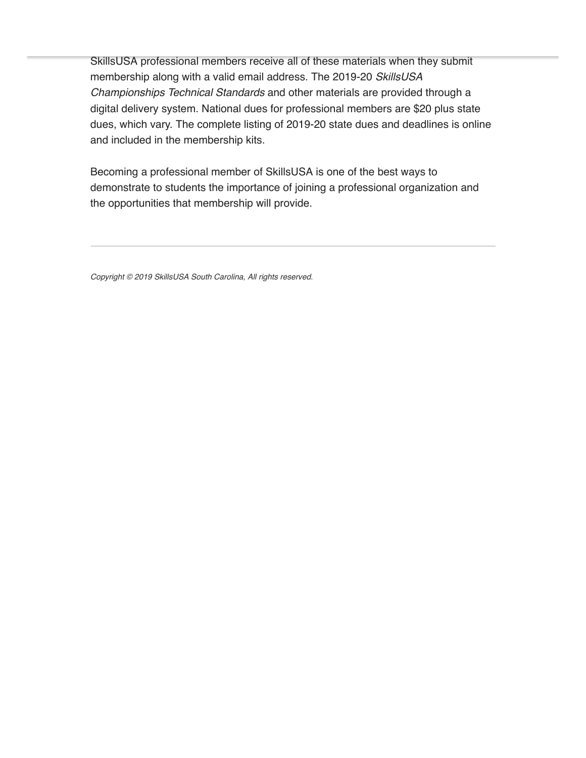SkillsUSA professional members receive all of these materials when they submit membership along with a valid email address. The 2019-20 *SkillsUSA Championships Technical Standards* and other materials are provided through a digital delivery system. National dues for professional members are $20 plus state dues, which vary. The complete listing of 2019-20 state dues and deadlines is online and included in the membership kits.

Becoming a professional member of SkillsUSA is one of the best ways to demonstrate to students the importance of joining a professional organization and the opportunities that membership will provide.

---

*Copyright © 2019 SkillsUSA South Carolina, All rights reserved.*